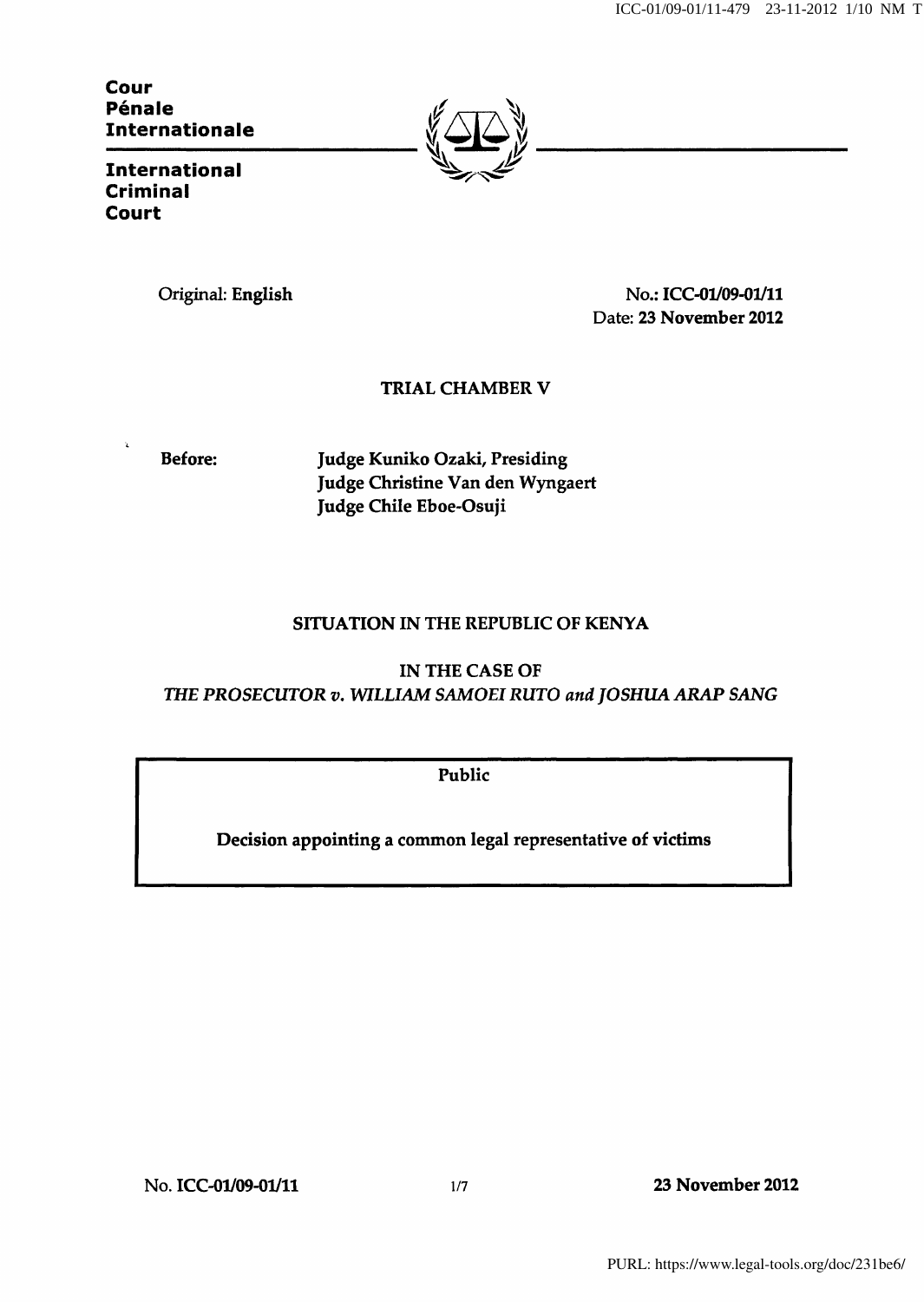**Cour Pénale Internationale**

**International Criminal Court**

Original: **English**

No.: **ICC-01/09-01/11**
Date: **23 November 2012**

**TRIAL CHAMBER V**

**Before:** **Judge Kuniko Ozaki, Presiding**
**Judge Christine Van den Wyngaert**
**Judge Chile Eboe-Osuji**

**SITUATION IN THE REPUBLIC OF KENYA**

**IN THE CASE OF**
***THE PROSECUTOR v. WILLIAM SAMOEI RUTO and JOSHUA ARAP SANG***

**Public**

**Decision appointing a common legal representative of victims**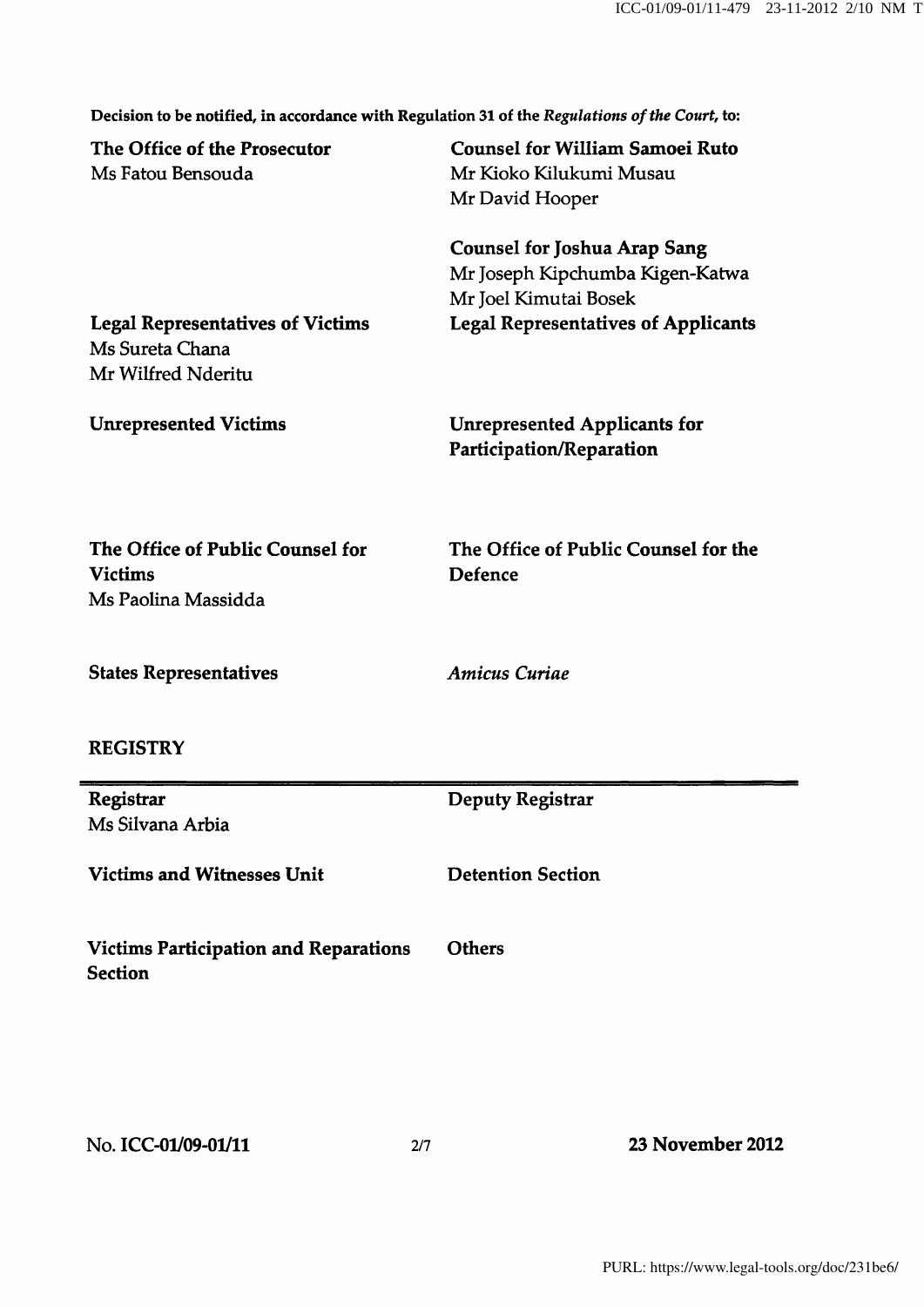**Decision to be notified, in accordance with Regulation 31 of the *Regulations of the Court*, to:**

| | |
|---|---|
| **The Office of the Prosecutor**<br>Ms Fatou Bensouda | **Counsel for William Samoei Ruto**<br>Mr Kioko Kilukumi Musau<br>Mr David Hooper<br><br>**Counsel for Joshua Arap Sang**<br>Mr Joseph Kipchumba Kigen-Katwa<br>Mr Joel Kimutai Bosek |
| **Legal Representatives of Victims**<br>Ms Sureta Chana<br>Mr Wilfred Nderitu | **Legal Representatives of Applicants** |
| **Unrepresented Victims** | **Unrepresented Applicants for Participation/Reparation** |
| **The Office of Public Counsel for Victims**<br>Ms Paolina Massidda | **The Office of Public Counsel for the Defence** |
| **States Representatives** | ***Amicus Curiae*** |

**REGISTRY**

| | |
|---|---|
| **Registrar**<br>Ms Silvana Arbia | **Deputy Registrar** |
| **Victims and Witnesses Unit** | **Detention Section** |
| **Victims Participation and Reparations Section** | **Others** |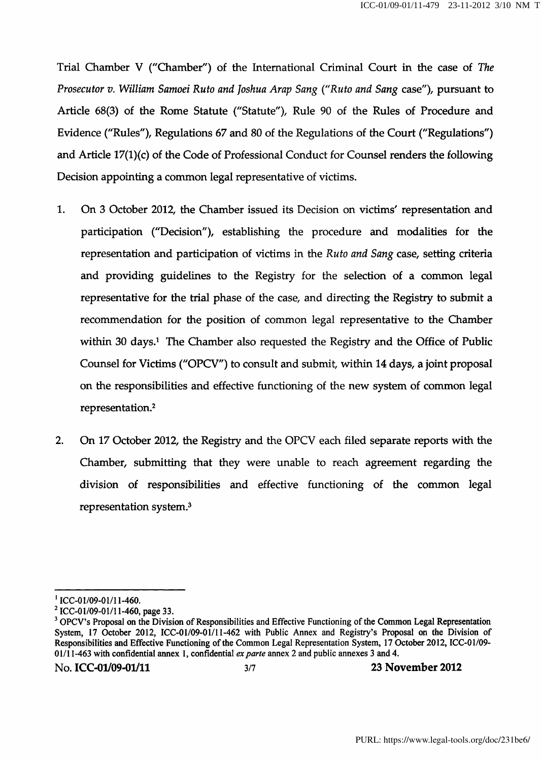Trial Chamber V ("Chamber") of the International Criminal Court in the case of *The Prosecutor v. William Samoei Ruto and Joshua Arap Sang* (*"Ruto and Sang* case"), pursuant to Article 68(3) of the Rome Statute ("Statute"), Rule 90 of the Rules of Procedure and Evidence ("Rules"), Regulations 67 and 80 of the Regulations of the Court ("Regulations") and Article 17(1)(c) of the Code of Professional Conduct for Counsel renders the following Decision appointing a common legal representative of victims.

1. On 3 October 2012, the Chamber issued its Decision on victims' representation and participation ("Decision"), establishing the procedure and modalities for the representation and participation of victims in the *Ruto and Sang* case, setting criteria and providing guidelines to the Registry for the selection of a common legal representative for the trial phase of the case, and directing the Registry to submit a recommendation for the position of common legal representative to the Chamber within 30 days.[1] The Chamber also requested the Registry and the Office of Public Counsel for Victims ("OPCV") to consult and submit, within 14 days, a joint proposal on the responsibilities and effective functioning of the new system of common legal representation.[2]

2. On 17 October 2012, the Registry and the OPCV each filed separate reports with the Chamber, submitting that they were unable to reach agreement regarding the division of responsibilities and effective functioning of the common legal representation system.[3]

---

[1] ICC-01/09-01/11-460.

[2] ICC-01/09-01/11-460, page 33.

[3] OPCV's Proposal on the Division of Responsibilities and Effective Functioning of the Common Legal Representation System, 17 October 2012, ICC-01/09-01/11-462 with Public Annex and Registry's Proposal on the Division of Responsibilities and Effective Functioning of the Common Legal Representation System, 17 October 2012, ICC-01/09-01/11-463 with confidential annex 1, confidential *ex parte* annex 2 and public annexes 3 and 4.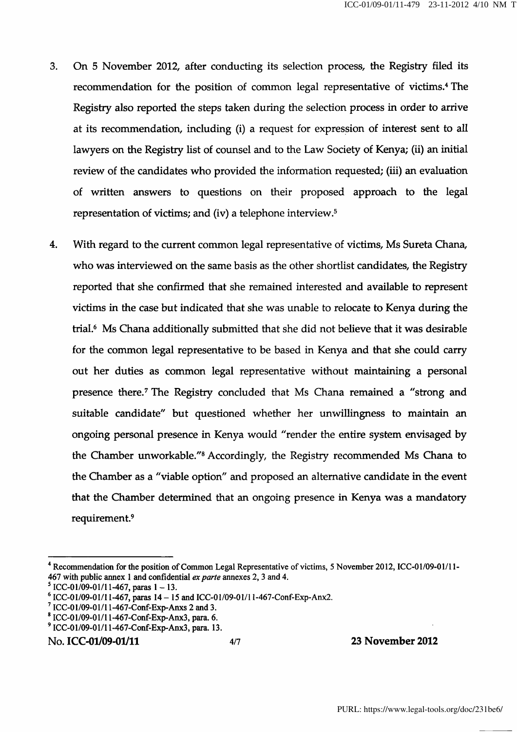3. On 5 November 2012, after conducting its selection process, the Registry filed its recommendation for the position of common legal representative of victims.[4] The Registry also reported the steps taken during the selection process in order to arrive at its recommendation, including (i) a request for expression of interest sent to all lawyers on the Registry list of counsel and to the Law Society of Kenya; (ii) an initial review of the candidates who provided the information requested; (iii) an evaluation of written answers to questions on their proposed approach to the legal representation of victims; and (iv) a telephone interview.[5]

4. With regard to the current common legal representative of victims, Ms Sureta Chana, who was interviewed on the same basis as the other shortlist candidates, the Registry reported that she confirmed that she remained interested and available to represent victims in the case but indicated that she was unable to relocate to Kenya during the trial.[6] Ms Chana additionally submitted that she did not believe that it was desirable for the common legal representative to be based in Kenya and that she could carry out her duties as common legal representative without maintaining a personal presence there.[7] The Registry concluded that Ms Chana remained a "strong and suitable candidate" but questioned whether her unwillingness to maintain an ongoing personal presence in Kenya would "render the entire system envisaged by the Chamber unworkable."[8] Accordingly, the Registry recommended Ms Chana to the Chamber as a "viable option" and proposed an alternative candidate in the event that the Chamber determined that an ongoing presence in Kenya was a mandatory requirement.[9]

---

[4] Recommendation for the position of Common Legal Representative of victims, 5 November 2012, ICC-01/09-01/11-467 with public annex 1 and confidential *ex parte* annexes 2, 3 and 4.

[5] ICC-01/09-01/11-467, paras 1 – 13.

[6] ICC-01/09-01/11-467, paras 14 – 15 and ICC-01/09-01/11-467-Conf-Exp-Anx2.

[7] ICC-01/09-01/11-467-Conf-Exp-Anxs 2 and 3.

[8] ICC-01/09-01/11-467-Conf-Exp-Anx3, para. 6.

[9] ICC-01/09-01/11-467-Conf-Exp-Anx3, para. 13.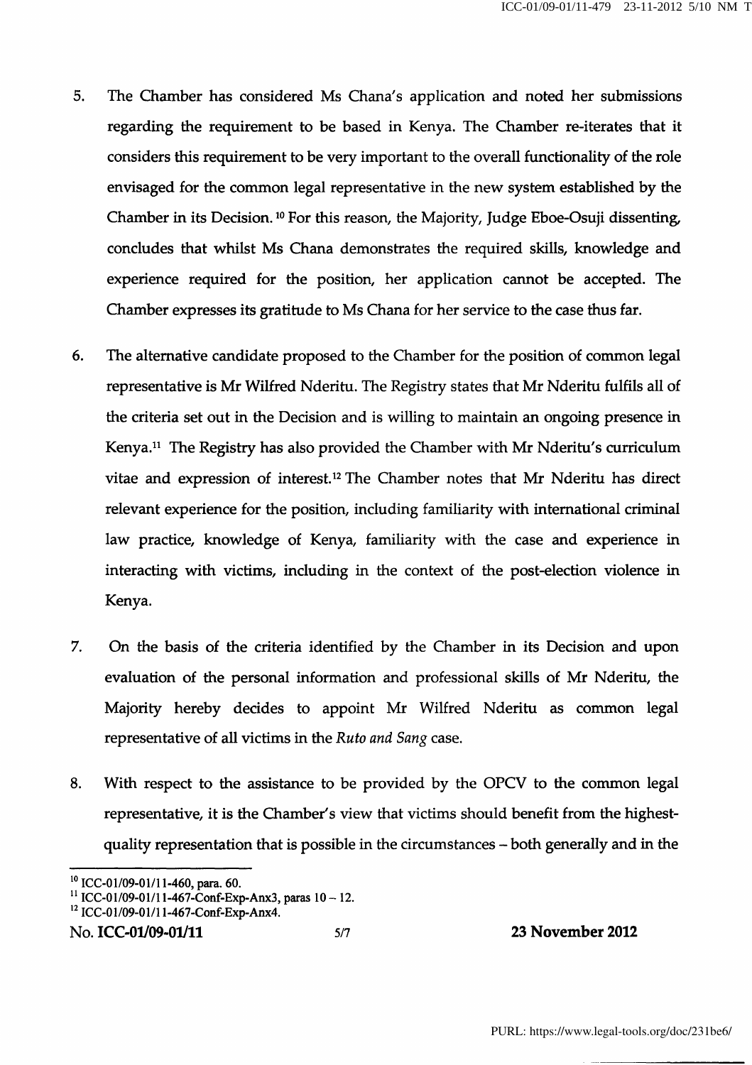5. The Chamber has considered Ms Chana's application and noted her submissions regarding the requirement to be based in Kenya. The Chamber re-iterates that it considers this requirement to be very important to the overall functionality of the role envisaged for the common legal representative in the new system established by the Chamber in its Decision. [10] For this reason, the Majority, Judge Eboe-Osuji dissenting, concludes that whilst Ms Chana demonstrates the required skills, knowledge and experience required for the position, her application cannot be accepted. The Chamber expresses its gratitude to Ms Chana for her service to the case thus far.

6. The alternative candidate proposed to the Chamber for the position of common legal representative is Mr Wilfred Nderitu. The Registry states that Mr Nderitu fulfils all of the criteria set out in the Decision and is willing to maintain an ongoing presence in Kenya.[11] The Registry has also provided the Chamber with Mr Nderitu's curriculum vitae and expression of interest.[12] The Chamber notes that Mr Nderitu has direct relevant experience for the position, including familiarity with international criminal law practice, knowledge of Kenya, familiarity with the case and experience in interacting with victims, including in the context of the post-election violence in Kenya.

7. On the basis of the criteria identified by the Chamber in its Decision and upon evaluation of the personal information and professional skills of Mr Nderitu, the Majority hereby decides to appoint Mr Wilfred Nderitu as common legal representative of all victims in the *Ruto and Sang* case.

8. With respect to the assistance to be provided by the OPCV to the common legal representative, it is the Chamber's view that victims should benefit from the highest-quality representation that is possible in the circumstances – both generally and in the

---

[10] ICC-01/09-01/11-460, para. 60.

[11] ICC-01/09-01/11-467-Conf-Exp-Anx3, paras 10 – 12.

[12] ICC-01/09-01/11-467-Conf-Exp-Anx4.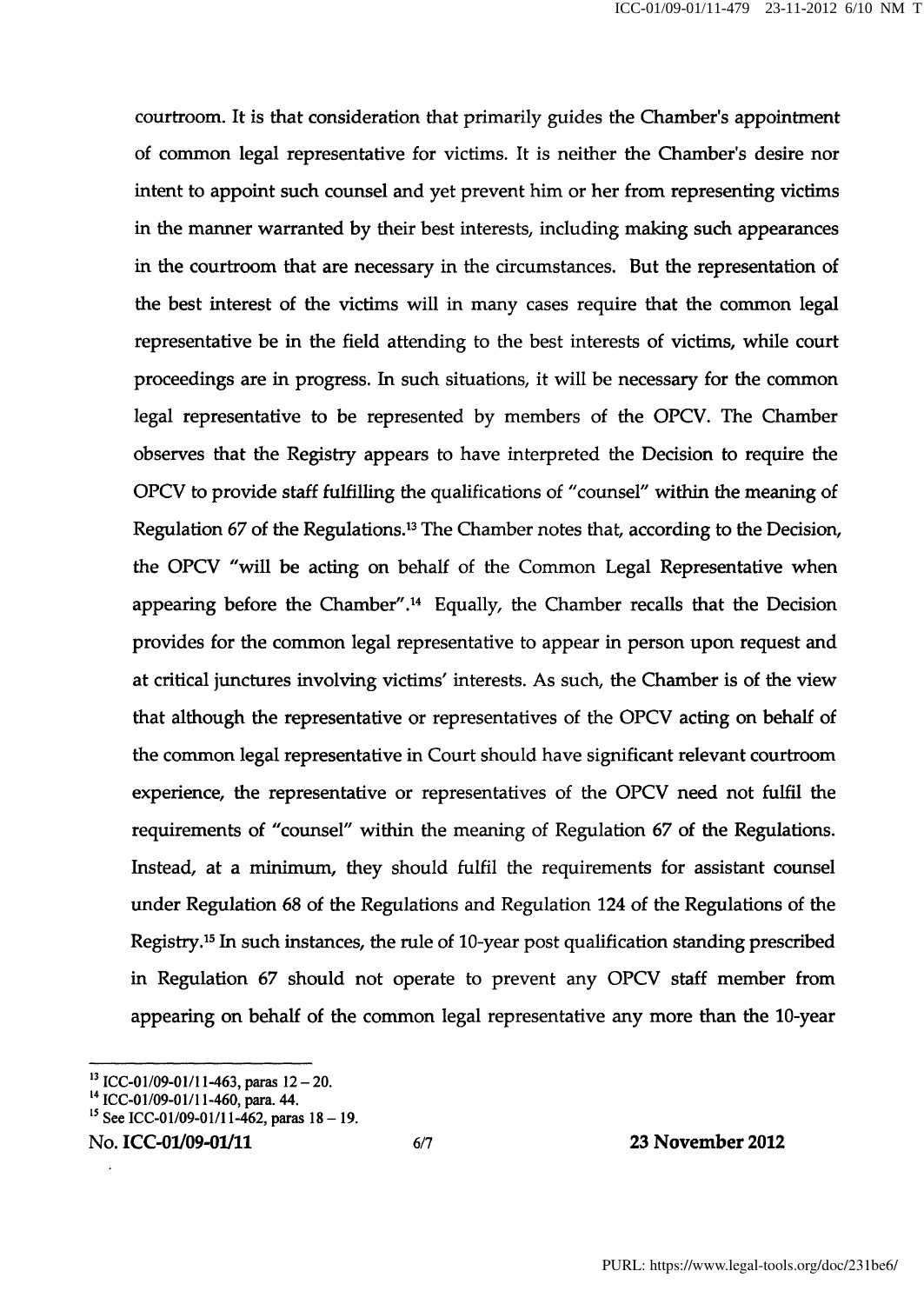courtroom. It is that consideration that primarily guides the Chamber's appointment of common legal representative for victims. It is neither the Chamber's desire nor intent to appoint such counsel and yet prevent him or her from representing victims in the manner warranted by their best interests, including making such appearances in the courtroom that are necessary in the circumstances. But the representation of the best interest of the victims will in many cases require that the common legal representative be in the field attending to the best interests of victims, while court proceedings are in progress. In such situations, it will be necessary for the common legal representative to be represented by members of the OPCV. The Chamber observes that the Registry appears to have interpreted the Decision to require the OPCV to provide staff fulfilling the qualifications of "counsel" within the meaning of Regulation 67 of the Regulations.[13] The Chamber notes that, according to the Decision, the OPCV "will be acting on behalf of the Common Legal Representative when appearing before the Chamber".[14] Equally, the Chamber recalls that the Decision provides for the common legal representative to appear in person upon request and at critical junctures involving victims' interests. As such, the Chamber is of the view that although the representative or representatives of the OPCV acting on behalf of the common legal representative in Court should have significant relevant courtroom experience, the representative or representatives of the OPCV need not fulfil the requirements of "counsel" within the meaning of Regulation 67 of the Regulations. Instead, at a minimum, they should fulfil the requirements for assistant counsel under Regulation 68 of the Regulations and Regulation 124 of the Regulations of the Registry.[15] In such instances, the rule of 10-year post qualification standing prescribed in Regulation 67 should not operate to prevent any OPCV staff member from appearing on behalf of the common legal representative any more than the 10-year

---

[13] ICC-01/09-01/11-463, paras 12 – 20.

[14] ICC-01/09-01/11-460, para. 44.

[15] See ICC-01/09-01/11-462, paras 18 – 19.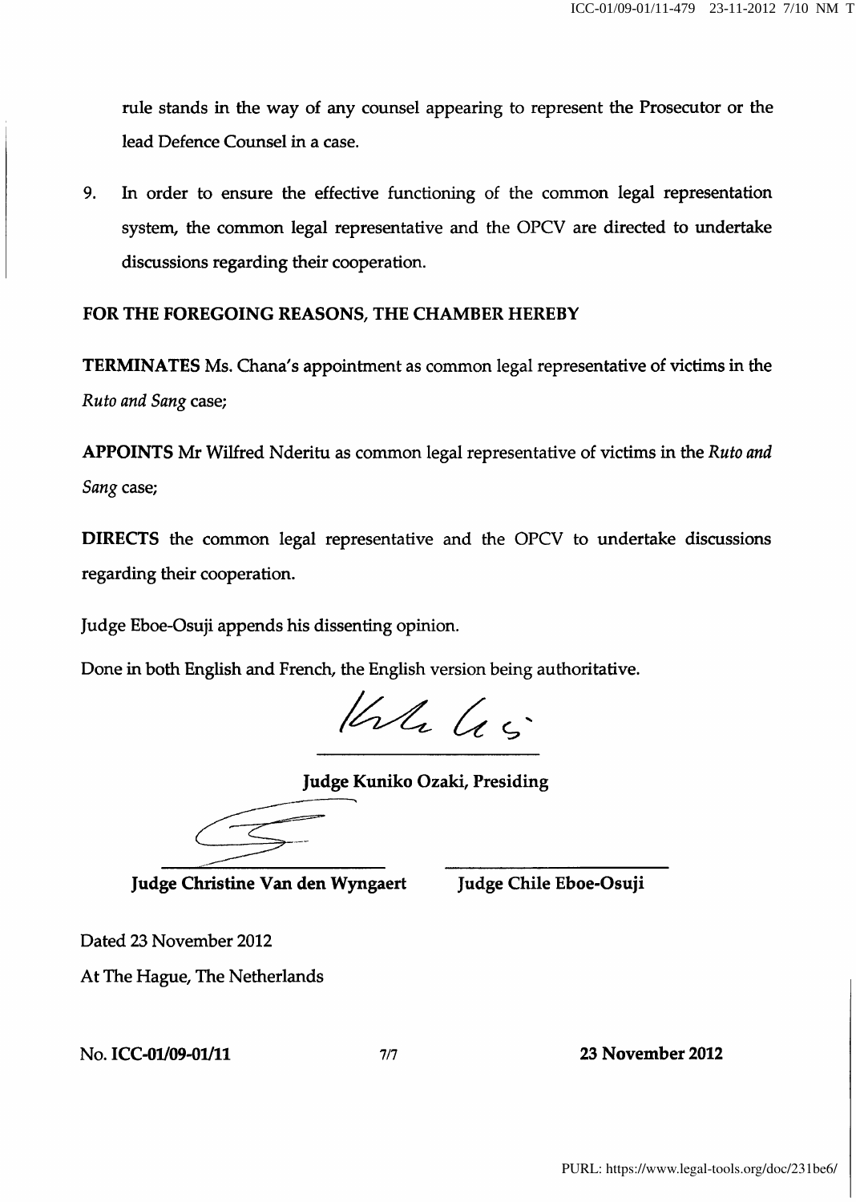rule stands in the way of any counsel appearing to represent the Prosecutor or the lead Defence Counsel in a case.

9. In order to ensure the effective functioning of the common legal representation system, the common legal representative and the OPCV are directed to undertake discussions regarding their cooperation.

**FOR THE FOREGOING REASONS, THE CHAMBER HEREBY**

**TERMINATES** Ms. Chana's appointment as common legal representative of victims in the *Ruto and Sang* case;

**APPOINTS** Mr Wilfred Nderitu as common legal representative of victims in the *Ruto and Sang* case;

**DIRECTS** the common legal representative and the OPCV to undertake discussions regarding their cooperation.

Judge Eboe-Osuji appends his dissenting opinion.

Done in both English and French, the English version being authoritative.

**Judge Kuniko Ozaki, Presiding**

**Judge Christine Van den Wyngaert** | **Judge Chile Eboe-Osuji**

Dated 23 November 2012

At The Hague, The Netherlands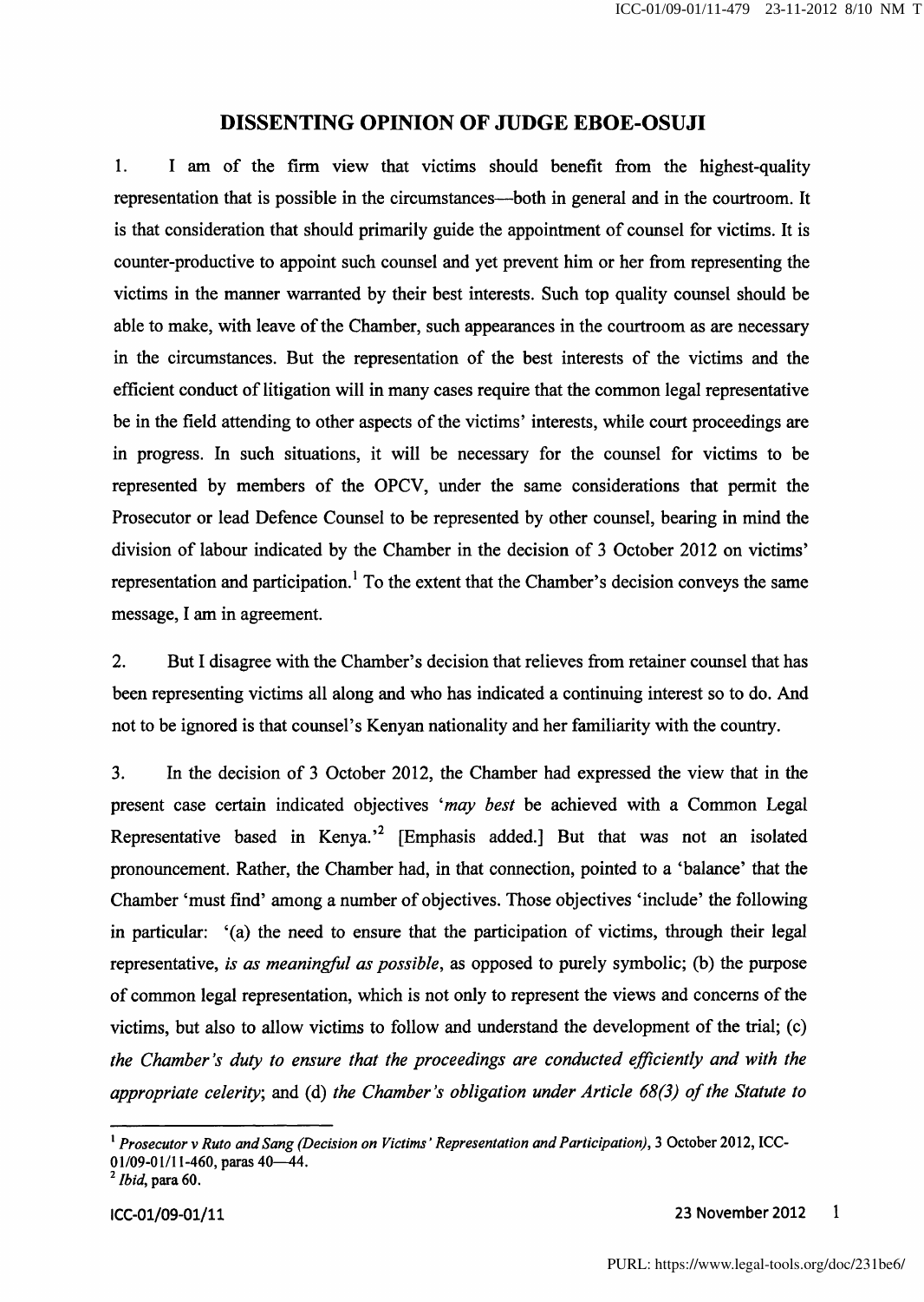# DISSENTING OPINION OF JUDGE EBOE-OSUJI

1. I am of the firm view that victims should benefit from the highest-quality representation that is possible in the circumstances—both in general and in the courtroom. It is that consideration that should primarily guide the appointment of counsel for victims. It is counter-productive to appoint such counsel and yet prevent him or her from representing the victims in the manner warranted by their best interests. Such top quality counsel should be able to make, with leave of the Chamber, such appearances in the courtroom as are necessary in the circumstances. But the representation of the best interests of the victims and the efficient conduct of litigation will in many cases require that the common legal representative be in the field attending to other aspects of the victims' interests, while court proceedings are in progress. In such situations, it will be necessary for the counsel for victims to be represented by members of the OPCV, under the same considerations that permit the Prosecutor or lead Defence Counsel to be represented by other counsel, bearing in mind the division of labour indicated by the Chamber in the decision of 3 October 2012 on victims' representation and participation.[1] To the extent that the Chamber's decision conveys the same message, I am in agreement.

2. But I disagree with the Chamber's decision that relieves from retainer counsel that has been representing victims all along and who has indicated a continuing interest so to do. And not to be ignored is that counsel's Kenyan nationality and her familiarity with the country.

3. In the decision of 3 October 2012, the Chamber had expressed the view that in the present case certain indicated objectives '*may best* be achieved with a Common Legal Representative based in Kenya.'[2] [Emphasis added.] But that was not an isolated pronouncement. Rather, the Chamber had, in that connection, pointed to a 'balance' that the Chamber 'must find' among a number of objectives. Those objectives 'include' the following in particular: '(a) the need to ensure that the participation of victims, through their legal representative, *is as meaningful as possible*, as opposed to purely symbolic; (b) the purpose of common legal representation, which is not only to represent the views and concerns of the victims, but also to allow victims to follow and understand the development of the trial; (c) *the Chamber's duty to ensure that the proceedings are conducted efficiently and with the appropriate celerity*; and (d) *the Chamber's obligation under Article 68(3) of the Statute to*

---

[1] *Prosecutor v Ruto and Sang (Decision on Victims' Representation and Participation)*, 3 October 2012, ICC-01/09-01/11-460, paras 40—44.

[2] *Ibid*, para 60.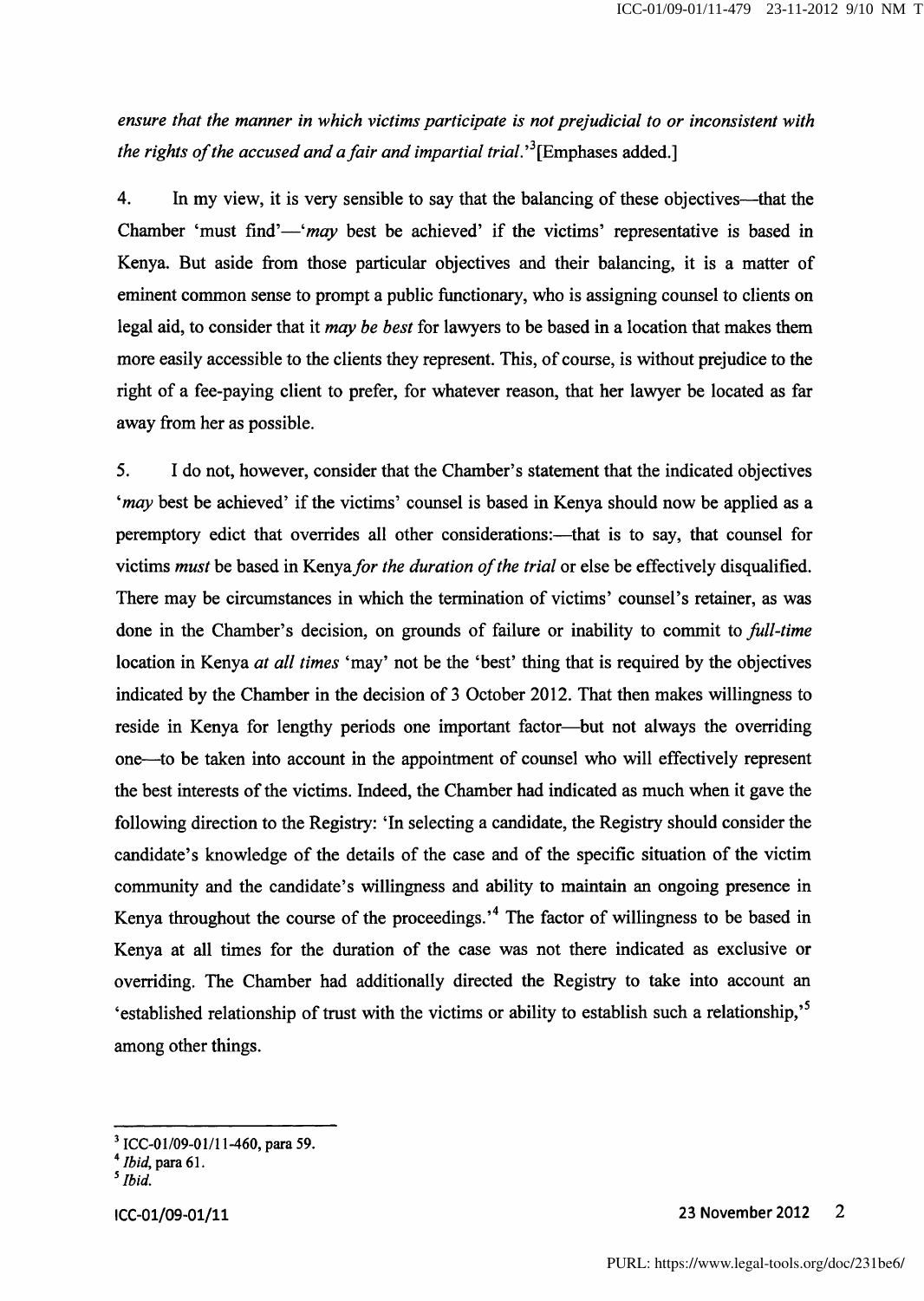*ensure that the manner in which victims participate is not prejudicial to or inconsistent with the rights of the accused and a fair and impartial trial.*'[3][Emphases added.]

4. In my view, it is very sensible to say that the balancing of these objectives—that the Chamber 'must find'—'*may* best be achieved' if the victims' representative is based in Kenya. But aside from those particular objectives and their balancing, it is a matter of eminent common sense to prompt a public functionary, who is assigning counsel to clients on legal aid, to consider that it *may be best* for lawyers to be based in a location that makes them more easily accessible to the clients they represent. This, of course, is without prejudice to the right of a fee-paying client to prefer, for whatever reason, that her lawyer be located as far away from her as possible.

5. I do not, however, consider that the Chamber's statement that the indicated objectives '*may* best be achieved' if the victims' counsel is based in Kenya should now be applied as a peremptory edict that overrides all other considerations:—that is to say, that counsel for victims *must* be based in Kenya *for the duration of the trial* or else be effectively disqualified. There may be circumstances in which the termination of victims' counsel's retainer, as was done in the Chamber's decision, on grounds of failure or inability to commit to *full-time* location in Kenya *at all times* 'may' not be the 'best' thing that is required by the objectives indicated by the Chamber in the decision of 3 October 2012. That then makes willingness to reside in Kenya for lengthy periods one important factor—but not always the overriding one—to be taken into account in the appointment of counsel who will effectively represent the best interests of the victims. Indeed, the Chamber had indicated as much when it gave the following direction to the Registry: 'In selecting a candidate, the Registry should consider the candidate's knowledge of the details of the case and of the specific situation of the victim community and the candidate's willingness and ability to maintain an ongoing presence in Kenya throughout the course of the proceedings.'[4] The factor of willingness to be based in Kenya at all times for the duration of the case was not there indicated as exclusive or overriding. The Chamber had additionally directed the Registry to take into account an 'established relationship of trust with the victims or ability to establish such a relationship,'[5] among other things.

---

[3] ICC-01/09-01/11-460, para 59.
[4] *Ibid*, para 61.
[5] *Ibid.*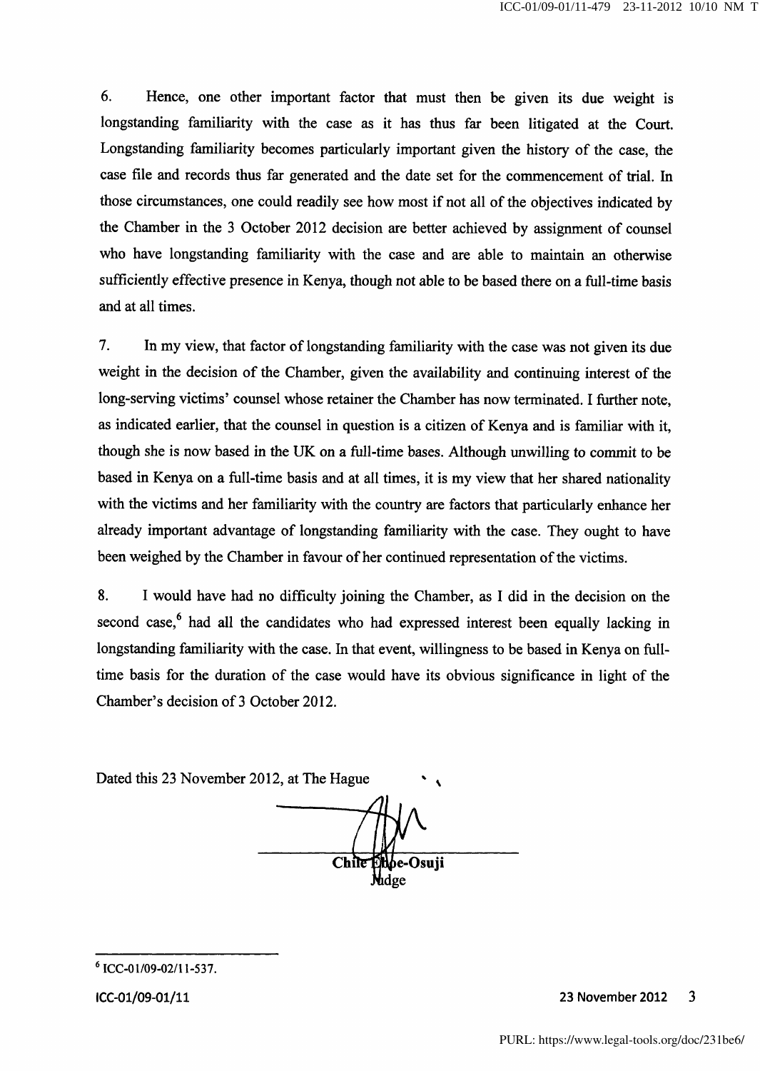6. Hence, one other important factor that must then be given its due weight is longstanding familiarity with the case as it has thus far been litigated at the Court. Longstanding familiarity becomes particularly important given the history of the case, the case file and records thus far generated and the date set for the commencement of trial. In those circumstances, one could readily see how most if not all of the objectives indicated by the Chamber in the 3 October 2012 decision are better achieved by assignment of counsel who have longstanding familiarity with the case and are able to maintain an otherwise sufficiently effective presence in Kenya, though not able to be based there on a full-time basis and at all times.

7. In my view, that factor of longstanding familiarity with the case was not given its due weight in the decision of the Chamber, given the availability and continuing interest of the long-serving victims' counsel whose retainer the Chamber has now terminated. I further note, as indicated earlier, that the counsel in question is a citizen of Kenya and is familiar with it, though she is now based in the UK on a full-time bases. Although unwilling to commit to be based in Kenya on a full-time basis and at all times, it is my view that her shared nationality with the victims and her familiarity with the country are factors that particularly enhance her already important advantage of longstanding familiarity with the case. They ought to have been weighed by the Chamber in favour of her continued representation of the victims.

8. I would have had no difficulty joining the Chamber, as I did in the decision on the second case,[6] had all the candidates who had expressed interest been equally lacking in longstanding familiarity with the case. In that event, willingness to be based in Kenya on full-time basis for the duration of the case would have its obvious significance in light of the Chamber's decision of 3 October 2012.

Dated this 23 November 2012, at The Hague

Chile Eboe-Osuji
Judge

---

[6] ICC-01/09-02/11-537.